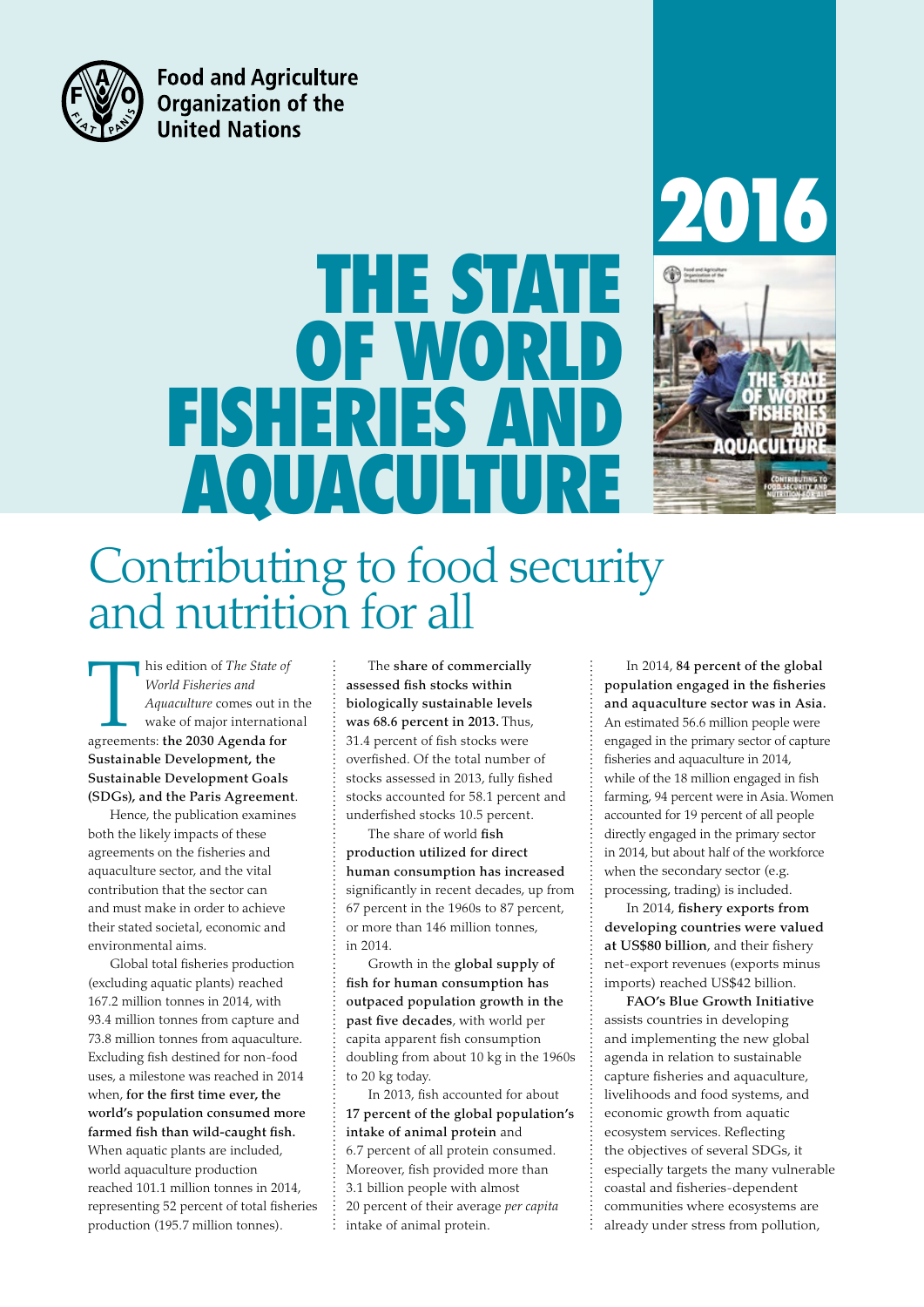Food and Agriculture Organization of the United Nations

2016

# THE STATE OF WORLD FISHERIES AND AQUACULTURE

## Contributing to food security and nutrition for all

This edition of *The State of World Fisheries and Aquaculture* comes out in the wake of major international agreements: **the 2030 Agenda for Sustainable Development, the Sustainable Development Goals (SDGs), and the Paris Agreement**.

Hence, the publication examines both the likely impacts of these agreements on the fisheries and aquaculture sector, and the vital contribution that the sector can and must make in order to achieve their stated societal, economic and environmental aims.

Global total fisheries production (excluding aquatic plants) reached 167.2 million tonnes in 2014, with 93.4 million tonnes from capture and 73.8 million tonnes from aquaculture. Excluding fish destined for non-food uses, a milestone was reached in 2014 when, **for the first time ever, the world's population consumed more farmed fish than wild-caught fish.** When aquatic plants are included, world aquaculture production reached 101.1 million tonnes in 2014, representing 52 percent of total fisheries production (195.7 million tonnes).

The **share of commercially assessed fish stocks within biologically sustainable levels was 68.6 percent in 2013.** Thus, 31.4 percent of fish stocks were overfished. Of the total number of stocks assessed in 2013, fully fished stocks accounted for 58.1 percent and underfished stocks 10.5 percent.

The share of world **fish production utilized for direct human consumption has increased** significantly in recent decades, up from 67 percent in the 1960s to 87 percent, or more than 146 million tonnes, in 2014.

Growth in the **global supply of fish for human consumption has outpaced population growth in the past five decades**, with world per capita apparent fish consumption doubling from about 10 kg in the 1960s to 20 kg today.

In 2013, fish accounted for about **17 percent of the global population's intake of animal protein** and 6.7 percent of all protein consumed. Moreover, fish provided more than 3.1 billion people with almost 20 percent of their average *per capita* intake of animal protein.

In 2014, **84 percent of the global population engaged in the fisheries and aquaculture sector was in Asia.** An estimated 56.6 million people were engaged in the primary sector of capture fisheries and aquaculture in 2014, while of the 18 million engaged in fish farming, 94 percent were in Asia. Women accounted for 19 percent of all people directly engaged in the primary sector in 2014, but about half of the workforce when the secondary sector (e.g. processing, trading) is included.

In 2014, **fishery exports from developing countries were valued at US$80 billion**, and their fishery net-export revenues (exports minus imports) reached US$42 billion.

**FAO's Blue Growth Initiative** assists countries in developing and implementing the new global agenda in relation to sustainable capture fisheries and aquaculture, livelihoods and food systems, and economic growth from aquatic ecosystem services. Reflecting the objectives of several SDGs, it especially targets the many vulnerable coastal and fisheries-dependent communities where ecosystems are already under stress from pollution,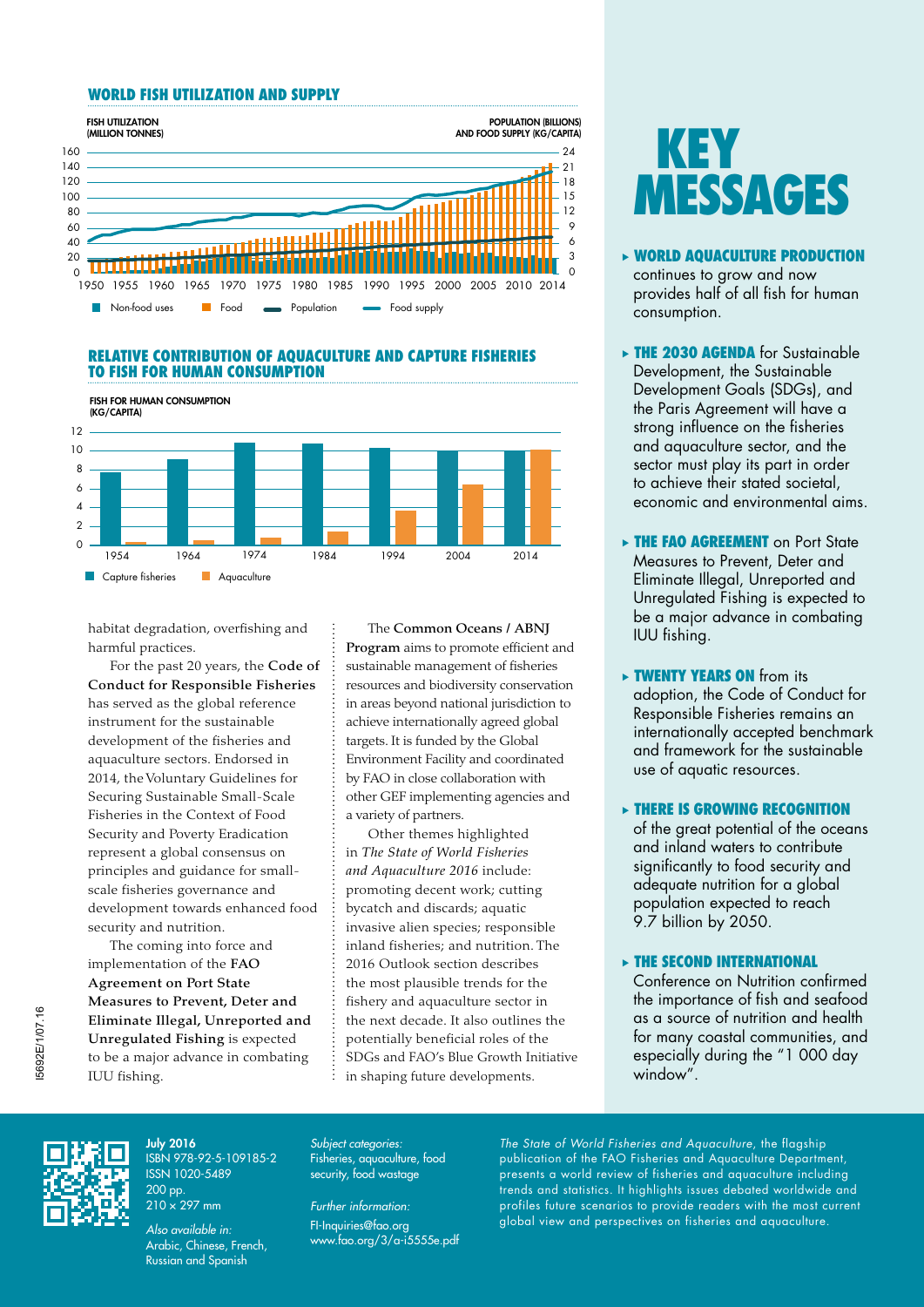## WORLD FISH UTILIZATION AND SUPPLY

FISH UTILIZATION (MILLION TONNES)

POPULATION (BILLIONS) AND FOOD SUPPLY (KG/CAPITA)

160
140
120
100
80
60
40
20
0

24
21
18
15
12
9
6
3
0

1950 1955 1960 1965 1970 1975 1980 1985 1990 1995 2000 2005 2010 2014

Non-food uses — Food — Population — Food supply

## RELATIVE CONTRIBUTION OF AQUACULTURE AND CAPTURE FISHERIES TO FISH FOR HUMAN CONSUMPTION

FISH FOR HUMAN CONSUMPTION (KG/CAPITA)

12
10
8
6
4
2
0

1954 1964 1974 1984 1994 2004 2014

Capture fisheries — Aquaculture

habitat degradation, overfishing and harmful practices.

For the past 20 years, the **Code of Conduct for Responsible Fisheries** has served as the global reference instrument for the sustainable development of the fisheries and aquaculture sectors. Endorsed in 2014, the Voluntary Guidelines for Securing Sustainable Small-Scale Fisheries in the Context of Food Security and Poverty Eradication represent a global consensus on principles and guidance for small-scale fisheries governance and development towards enhanced food security and nutrition.

The coming into force and implementation of the **FAO Agreement on Port State Measures to Prevent, Deter and Eliminate Illegal, Unreported and Unregulated Fishing** is expected to be a major advance in combating IUU fishing.

The **Common Oceans / ABNJ Program** aims to promote efficient and sustainable management of fisheries resources and biodiversity conservation in areas beyond national jurisdiction to achieve internationally agreed global targets. It is funded by the Global Environment Facility and coordinated by FAO in close collaboration with other GEF implementing agencies and a variety of partners.

Other themes highlighted in *The State of World Fisheries and Aquaculture 2016* include: promoting decent work; cutting bycatch and discards; aquatic invasive alien species; responsible inland fisheries; and nutrition. The 2016 Outlook section describes the most plausible trends for the fishery and aquaculture sector in the next decade. It also outlines the potentially beneficial roles of the SDGs and FAO's Blue Growth Initiative in shaping future developments.

# KEY MESSAGES

- **WORLD AQUACULTURE PRODUCTION** continues to grow and now provides half of all fish for human consumption.
- **THE 2030 AGENDA** for Sustainable Development, the Sustainable Development Goals (SDGs), and the Paris Agreement will have a strong influence on the fisheries and aquaculture sector, and the sector must play its part in order to achieve their stated societal, economic and environmental aims.
- **THE FAO AGREEMENT** on Port State Measures to Prevent, Deter and Eliminate Illegal, Unreported and Unregulated Fishing is expected to be a major advance in combating IUU fishing.
- **TWENTY YEARS ON** from its adoption, the Code of Conduct for Responsible Fisheries remains an internationally accepted benchmark and framework for the sustainable use of aquatic resources.
- **THERE IS GROWING RECOGNITION** of the great potential of the oceans and inland waters to contribute significantly to food security and adequate nutrition for a global population expected to reach 9.7 billion by 2050.
- **THE SECOND INTERNATIONAL** Conference on Nutrition confirmed the importance of fish and seafood as a source of nutrition and health for many coastal communities, and especially during the "1 000 day window".

I5692E/1/07.16

**July 2016**
ISBN 978-92-5-109185-2
ISSN 1020-5489
200 pp.
210 × 297 mm

*Also available in:*
Arabic, Chinese, French, Russian and Spanish

*Subject categories:*
Fisheries, aquaculture, food security, food wastage

*Further information:*
FI-Inquiries@fao.org
www.fao.org/3/a-i5555e.pdf

*The State of World Fisheries and Aquaculture*, the flagship publication of the FAO Fisheries and Aquaculture Department, presents a world review of fisheries and aquaculture including trends and statistics. It highlights issues debated worldwide and profiles future scenarios to provide readers with the most current global view and perspectives on fisheries and aquaculture.